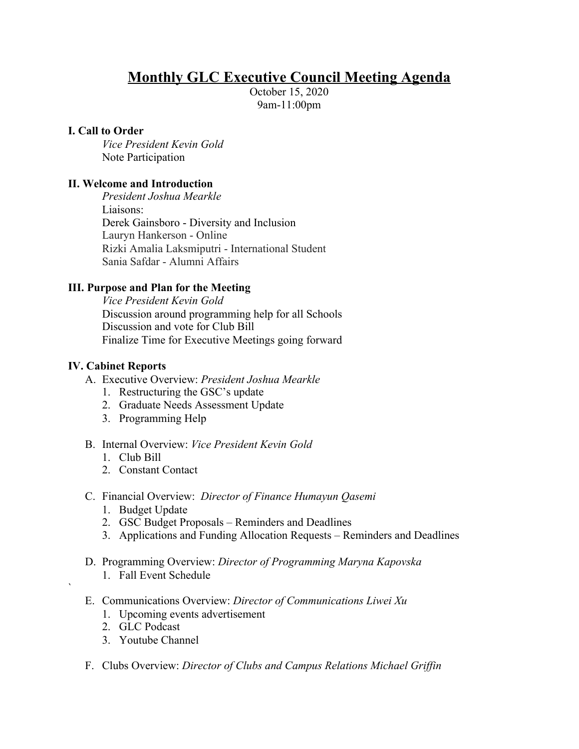# Monthly GLC Executive Council Meeting Agenda

October 15, 2020
9am-11:00pm

**I. Call to Order**

*Vice President Kevin Gold*
Note Participation

**II. Welcome and Introduction**

*President Joshua Mearkle*
Liaisons:
Derek Gainsboro - Diversity and Inclusion
Lauryn Hankerson - Online
Rizki Amalia Laksmiputri - International Student
Sania Safdar - Alumni Affairs

**III. Purpose and Plan for the Meeting**

*Vice President Kevin Gold*
Discussion around programming help for all Schools
Discussion and vote for Club Bill
Finalize Time for Executive Meetings going forward

**IV. Cabinet Reports**

A. Executive Overview: *President Joshua Mearkle*
   1. Restructuring the GSC's update
   2. Graduate Needs Assessment Update
   3. Programming Help

B. Internal Overview: *Vice President Kevin Gold*
   1. Club Bill
   2. Constant Contact

C. Financial Overview: *Director of Finance Humayun Qasemi*
   1. Budget Update
   2. GSC Budget Proposals – Reminders and Deadlines
   3. Applications and Funding Allocation Requests – Reminders and Deadlines

D. Programming Overview: *Director of Programming Maryna Kapovska*
   1. Fall Event Schedule

`

E. Communications Overview: *Director of Communications Liwei Xu*
   1. Upcoming events advertisement
   2. GLC Podcast
   3. Youtube Channel

F. Clubs Overview: *Director of Clubs and Campus Relations Michael Griffin*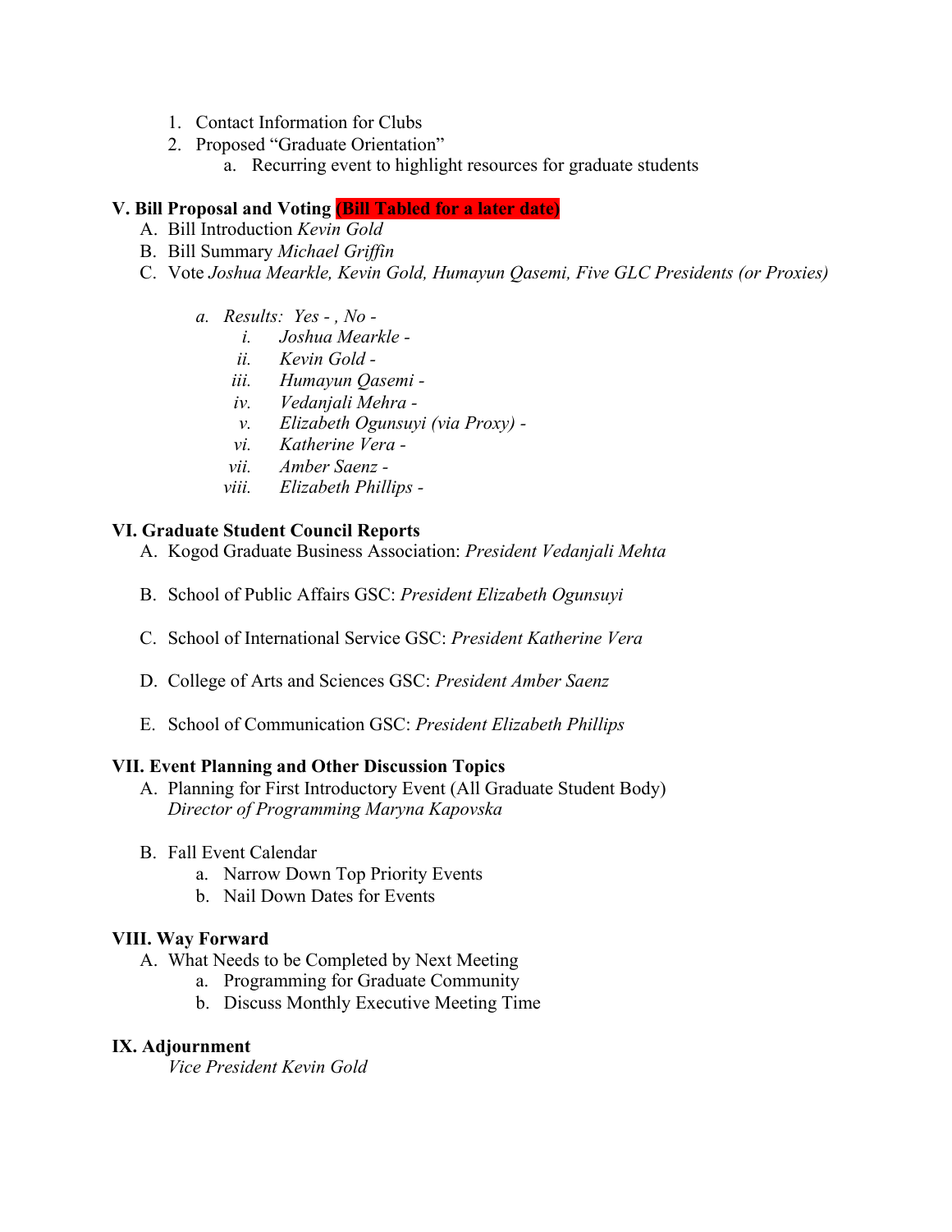1. Contact Information for Clubs
2. Proposed "Graduate Orientation"
    a. Recurring event to highlight resources for graduate students

**V. Bill Proposal and Voting (Bill Tabled for a later date)**

A. Bill Introduction *Kevin Gold*

B. Bill Summary *Michael Griffin*

C. Vote *Joshua Mearkle, Kevin Gold, Humayun Qasemi, Five GLC Presidents (or Proxies)*

   a. *Results: Yes - , No -*
      i. *Joshua Mearkle -*
      ii. *Kevin Gold -*
      iii. *Humayun Qasemi -*
      iv. *Vedanjali Mehra -*
      v. *Elizabeth Ogunsuyi (via Proxy) -*
      vi. *Katherine Vera -*
      vii. *Amber Saenz -*
      viii. *Elizabeth Phillips -*

**VI. Graduate Student Council Reports**

A. Kogod Graduate Business Association: *President Vedanjali Mehta*

B. School of Public Affairs GSC: *President Elizabeth Ogunsuyi*

C. School of International Service GSC: *President Katherine Vera*

D. College of Arts and Sciences GSC: *President Amber Saenz*

E. School of Communication GSC: *President Elizabeth Phillips*

**VII. Event Planning and Other Discussion Topics**

A. Planning for First Introductory Event (All Graduate Student Body)
   *Director of Programming Maryna Kapovska*

B. Fall Event Calendar
   a. Narrow Down Top Priority Events
   b. Nail Down Dates for Events

**VIII. Way Forward**

A. What Needs to be Completed by Next Meeting
   a. Programming for Graduate Community
   b. Discuss Monthly Executive Meeting Time

**IX. Adjournment**

*Vice President Kevin Gold*